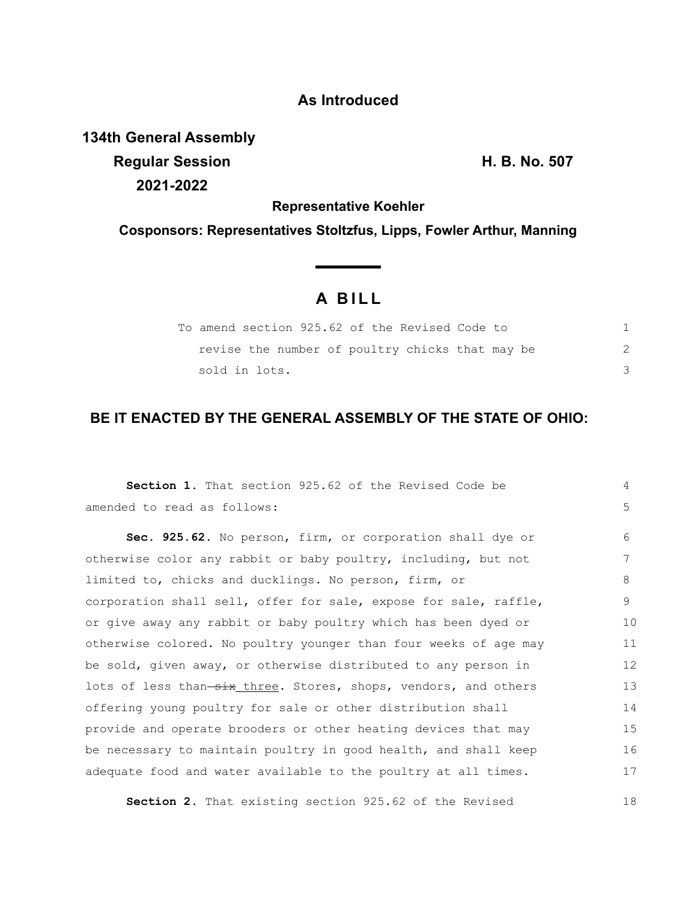**As Introduced**

**134th General Assembly**
**Regular Session** **H. B. No. 507**
**2021-2022**

**Representative Koehler**

**Cosponsors: Representatives Stoltzfus, Lipps, Fowler Arthur, Manning**

# A BILL

To amend section 925.62 of the Revised Code to revise the number of poultry chicks that may be sold in lots.

**BE IT ENACTED BY THE GENERAL ASSEMBLY OF THE STATE OF OHIO:**

**Section 1.** That section 925.62 of the Revised Code be amended to read as follows:

**Sec. 925.62.** No person, firm, or corporation shall dye or otherwise color any rabbit or baby poultry, including, but not limited to, chicks and ducklings. No person, firm, or corporation shall sell, offer for sale, expose for sale, raffle, or give away any rabbit or baby poultry which has been dyed or otherwise colored. No poultry younger than four weeks of age may be sold, given away, or otherwise distributed to any person in lots of less than ~~six~~ <u>three</u>. Stores, shops, vendors, and others offering young poultry for sale or other distribution shall provide and operate brooders or other heating devices that may be necessary to maintain poultry in good health, and shall keep adequate food and water available to the poultry at all times.

**Section 2.** That existing section 925.62 of the Revised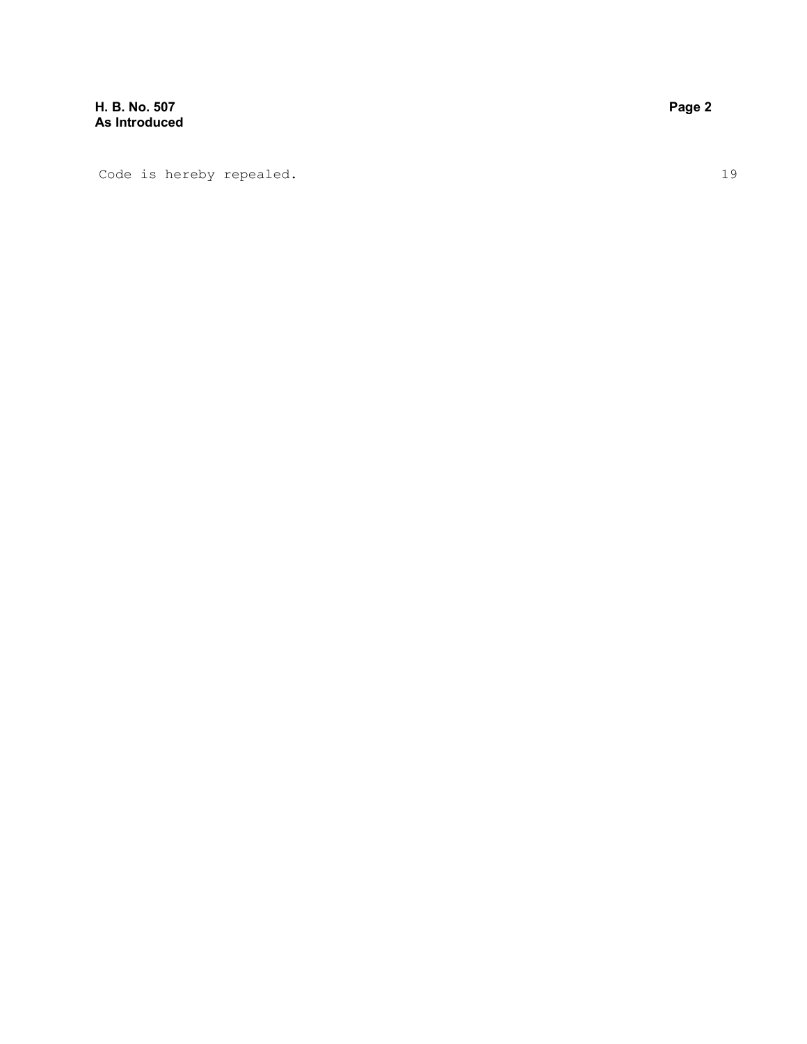Code is hereby repealed.